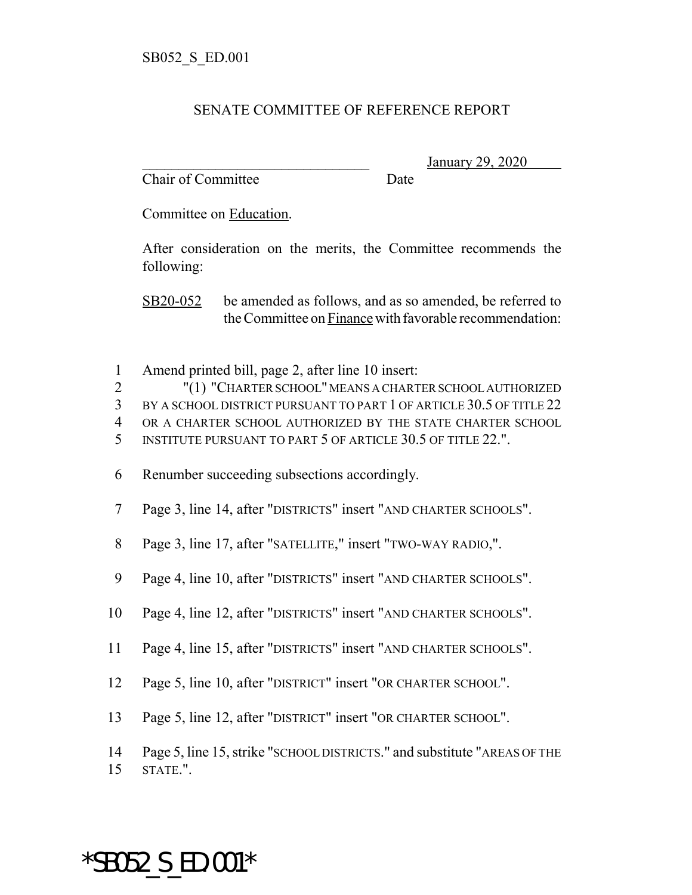SB052_S_ED.001

# SENATE COMMITTEE OF REFERENCE REPORT

________________________________ January 29, 2020
Chair of Committee Date

Committee on Education.

After consideration on the merits, the Committee recommends the following:

SB20-052 be amended as follows, and as so amended, be referred to the Committee on Finance with favorable recommendation:

1 Amend printed bill, page 2, after line 10 insert:
2 "(1) "CHARTER SCHOOL" MEANS A CHARTER SCHOOL AUTHORIZED
3 BY A SCHOOL DISTRICT PURSUANT TO PART 1 OF ARTICLE 30.5 OF TITLE 22
4 OR A CHARTER SCHOOL AUTHORIZED BY THE STATE CHARTER SCHOOL
5 INSTITUTE PURSUANT TO PART 5 OF ARTICLE 30.5 OF TITLE 22.".

6 Renumber succeeding subsections accordingly.

7 Page 3, line 14, after "DISTRICTS" insert "AND CHARTER SCHOOLS".

8 Page 3, line 17, after "SATELLITE," insert "TWO-WAY RADIO,".

9 Page 4, line 10, after "DISTRICTS" insert "AND CHARTER SCHOOLS".

10 Page 4, line 12, after "DISTRICTS" insert "AND CHARTER SCHOOLS".

11 Page 4, line 15, after "DISTRICTS" insert "AND CHARTER SCHOOLS".

12 Page 5, line 10, after "DISTRICT" insert "OR CHARTER SCHOOL".

13 Page 5, line 12, after "DISTRICT" insert "OR CHARTER SCHOOL".

14 Page 5, line 15, strike "SCHOOL DISTRICTS." and substitute "AREAS OF THE
15 STATE.".

*SB052_S_ED.001*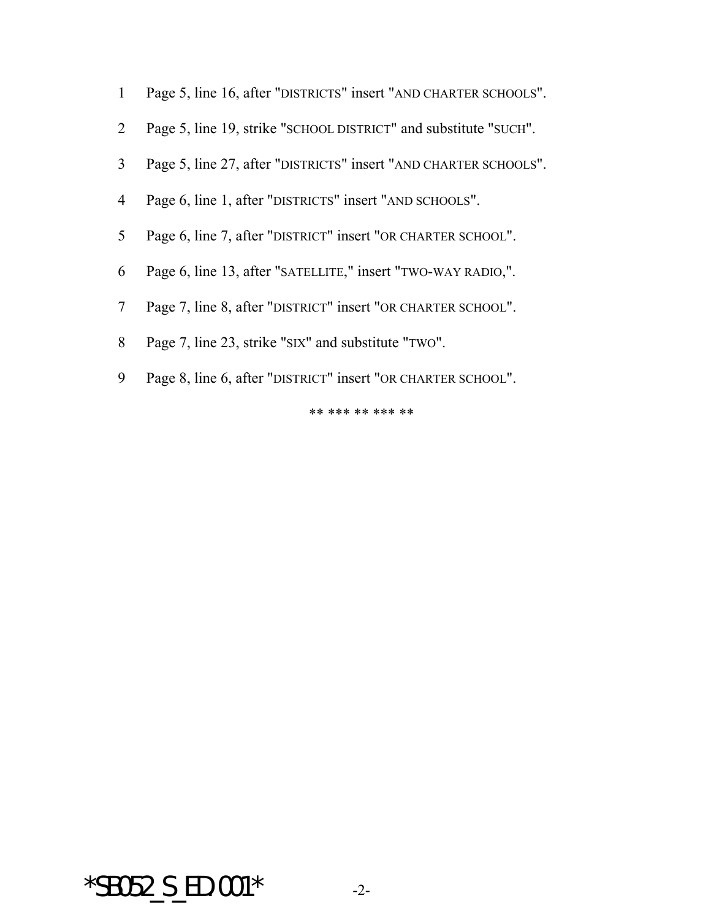1 Page 5, line 16, after "DISTRICTS" insert "AND CHARTER SCHOOLS".

2 Page 5, line 19, strike "SCHOOL DISTRICT" and substitute "SUCH".

3 Page 5, line 27, after "DISTRICTS" insert "AND CHARTER SCHOOLS".

4 Page 6, line 1, after "DISTRICTS" insert "AND SCHOOLS".

5 Page 6, line 7, after "DISTRICT" insert "OR CHARTER SCHOOL".

6 Page 6, line 13, after "SATELLITE," insert "TWO-WAY RADIO,".

7 Page 7, line 8, after "DISTRICT" insert "OR CHARTER SCHOOL".

8 Page 7, line 23, strike "SIX" and substitute "TWO".

9 Page 8, line 6, after "DISTRICT" insert "OR CHARTER SCHOOL".

** *** ** *** **

*SB052_S_ED.001*